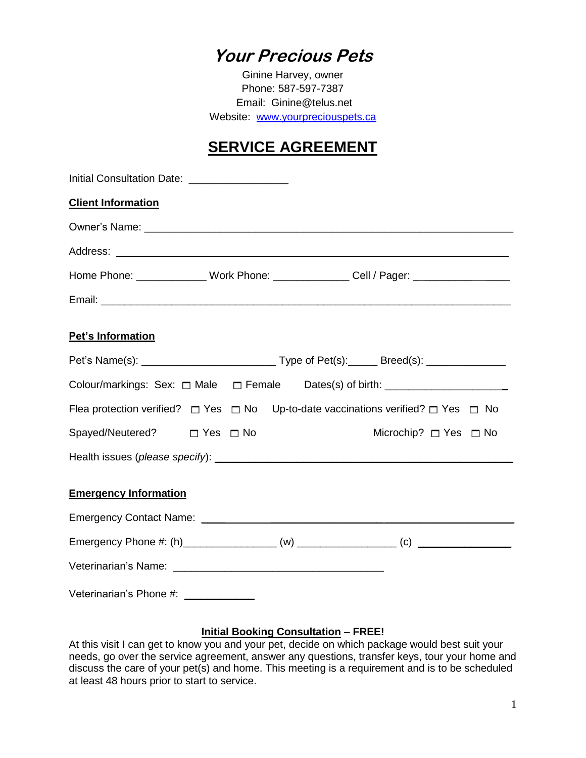# *Your Precious Pets*

Ginine Harvey, owner
Phone: 587-597-7387
Email: Ginine@telus.net
Website: [www.yourpreciouspets.ca](http://www.yourpreciouspets.ca)

## SERVICE AGREEMENT

Initial Consultation Date: _________________

**Client Information**

Owner's Name: ______________________________________________________________

Address: ___________________________________________________________________

Home Phone: ____________ Work Phone: _____________ Cell / Pager: ________________

Email: _____________________________________________________________________

**Pet's Information**

Pet's Name(s): _______________________ Type of Pet(s):_____ Breed(s): ______________

Colour/markings: Sex: ☐ Male ☐ Female Dates(s) of birth: ____________________

Flea protection verified? ☐ Yes ☐ No Up-to-date vaccinations verified? ☐ Yes ☐ No

Spayed/Neutered? ☐ Yes ☐ No Microchip? ☐ Yes ☐ No

Health issues (*please specify*): ____________________________________________________

**Emergency Information**

Emergency Contact Name: ____________________________________________________

Emergency Phone #: (h)________________ (w) _________________ (c) ________________

Veterinarian's Name: ____________________________________

Veterinarian's Phone #: ____________

**Initial Booking Consultation** – **FREE!**

At this visit I can get to know you and your pet, decide on which package would best suit your needs, go over the service agreement, answer any questions, transfer keys, tour your home and discuss the care of your pet(s) and home. This meeting is a requirement and is to be scheduled at least 48 hours prior to start to service.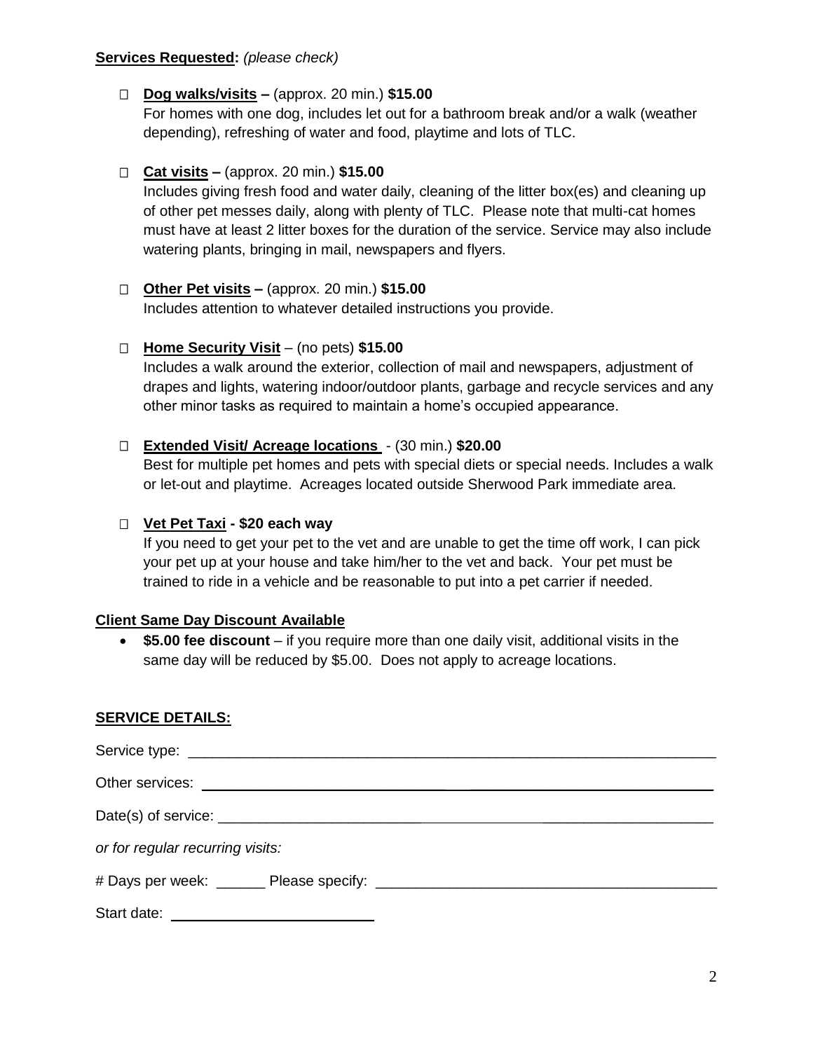**Services Requested:** *(please check)*

- ☐ **Dog walks/visits –** (approx. 20 min.) **$15.00**
  For homes with one dog, includes let out for a bathroom break and/or a walk (weather depending), refreshing of water and food, playtime and lots of TLC.

- ☐ **Cat visits –** (approx. 20 min.) **$15.00**
  Includes giving fresh food and water daily, cleaning of the litter box(es) and cleaning up of other pet messes daily, along with plenty of TLC. Please note that multi-cat homes must have at least 2 litter boxes for the duration of the service. Service may also include watering plants, bringing in mail, newspapers and flyers.

- ☐ **Other Pet visits –** (approx. 20 min.) **$15.00**
  Includes attention to whatever detailed instructions you provide.

- ☐ **Home Security Visit** – (no pets) **$15.00**
  Includes a walk around the exterior, collection of mail and newspapers, adjustment of drapes and lights, watering indoor/outdoor plants, garbage and recycle services and any other minor tasks as required to maintain a home's occupied appearance.

- ☐ **Extended Visit/ Acreage locations** - (30 min.) **$20.00**
  Best for multiple pet homes and pets with special diets or special needs. Includes a walk or let-out and playtime. Acreages located outside Sherwood Park immediate area.

- ☐ **Vet Pet Taxi - $20 each way**
  If you need to get your pet to the vet and are unable to get the time off work, I can pick your pet up at your house and take him/her to the vet and back. Your pet must be trained to ride in a vehicle and be reasonable to put into a pet carrier if needed.

**Client Same Day Discount Available**

- **$5.00 fee discount** – if you require more than one daily visit, additional visits in the same day will be reduced by $5.00. Does not apply to acreage locations.

**SERVICE DETAILS:**

Service type: ____________________________________________________________

Other services: ____________________________________________________________

Date(s) of service: ________________________________________________________

*or for regular recurring visits:*

# Days per week: ______ Please specify: ___________________________________________

Start date: _________________________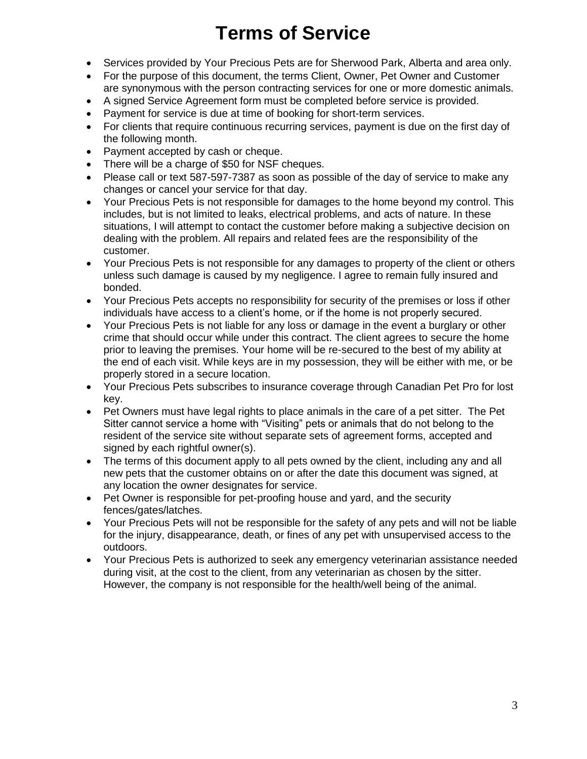# Terms of Service

- Services provided by Your Precious Pets are for Sherwood Park, Alberta and area only.
- For the purpose of this document, the terms Client, Owner, Pet Owner and Customer are synonymous with the person contracting services for one or more domestic animals.
- A signed Service Agreement form must be completed before service is provided.
- Payment for service is due at time of booking for short-term services.
- For clients that require continuous recurring services, payment is due on the first day of the following month.
- Payment accepted by cash or cheque.
- There will be a charge of $50 for NSF cheques.
- Please call or text 587-597-7387 as soon as possible of the day of service to make any changes or cancel your service for that day.
- Your Precious Pets is not responsible for damages to the home beyond my control. This includes, but is not limited to leaks, electrical problems, and acts of nature. In these situations, I will attempt to contact the customer before making a subjective decision on dealing with the problem. All repairs and related fees are the responsibility of the customer.
- Your Precious Pets is not responsible for any damages to property of the client or others unless such damage is caused by my negligence. I agree to remain fully insured and bonded.
- Your Precious Pets accepts no responsibility for security of the premises or loss if other individuals have access to a client's home, or if the home is not properly secured.
- Your Precious Pets is not liable for any loss or damage in the event a burglary or other crime that should occur while under this contract. The client agrees to secure the home prior to leaving the premises. Your home will be re-secured to the best of my ability at the end of each visit. While keys are in my possession, they will be either with me, or be properly stored in a secure location.
- Your Precious Pets subscribes to insurance coverage through Canadian Pet Pro for lost key.
- Pet Owners must have legal rights to place animals in the care of a pet sitter. The Pet Sitter cannot service a home with "Visiting" pets or animals that do not belong to the resident of the service site without separate sets of agreement forms, accepted and signed by each rightful owner(s).
- The terms of this document apply to all pets owned by the client, including any and all new pets that the customer obtains on or after the date this document was signed, at any location the owner designates for service.
- Pet Owner is responsible for pet-proofing house and yard, and the security fences/gates/latches.
- Your Precious Pets will not be responsible for the safety of any pets and will not be liable for the injury, disappearance, death, or fines of any pet with unsupervised access to the outdoors.
- Your Precious Pets is authorized to seek any emergency veterinarian assistance needed during visit, at the cost to the client, from any veterinarian as chosen by the sitter. However, the company is not responsible for the health/well being of the animal.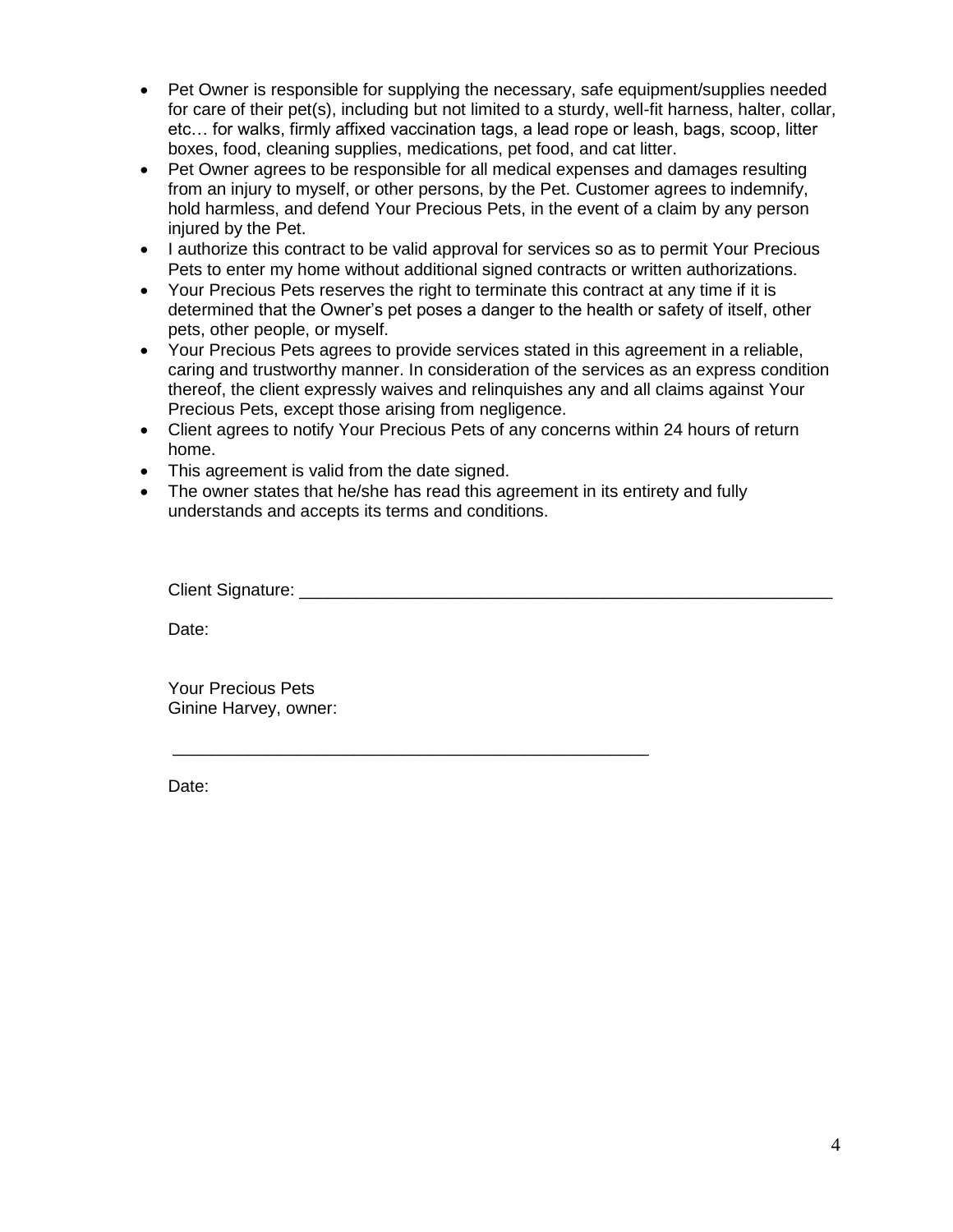- Pet Owner is responsible for supplying the necessary, safe equipment/supplies needed for care of their pet(s), including but not limited to a sturdy, well-fit harness, halter, collar, etc… for walks, firmly affixed vaccination tags, a lead rope or leash, bags, scoop, litter boxes, food, cleaning supplies, medications, pet food, and cat litter.
- Pet Owner agrees to be responsible for all medical expenses and damages resulting from an injury to myself, or other persons, by the Pet. Customer agrees to indemnify, hold harmless, and defend Your Precious Pets, in the event of a claim by any person injured by the Pet.
- I authorize this contract to be valid approval for services so as to permit Your Precious Pets to enter my home without additional signed contracts or written authorizations.
- Your Precious Pets reserves the right to terminate this contract at any time if it is determined that the Owner's pet poses a danger to the health or safety of itself, other pets, other people, or myself.
- Your Precious Pets agrees to provide services stated in this agreement in a reliable, caring and trustworthy manner. In consideration of the services as an express condition thereof, the client expressly waives and relinquishes any and all claims against Your Precious Pets, except those arising from negligence.
- Client agrees to notify Your Precious Pets of any concerns within 24 hours of return home.
- This agreement is valid from the date signed.
- The owner states that he/she has read this agreement in its entirety and fully understands and accepts its terms and conditions.

Client Signature: ___________________________________________________________

Date:

Your Precious Pets
Ginine Harvey, owner:

___________________________________________________

Date: